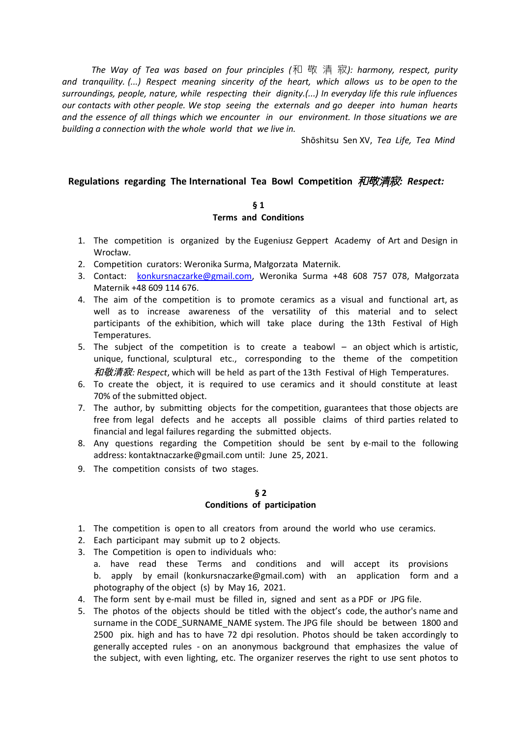*The Way of Tea was based on four principles (和 敬 清 寂): harmony, respect, purity and tranquility. (...) Respect meaning sincerity of the heart, which allows us to be open to the surroundings, people, nature, while respecting their dignity.(...) In everyday life this rule influences our contacts with other people. We stop seeing the externals and go deeper into human hearts and the essence of all things which we encounter in our environment. In those situations we are building a connection with the whole world that we live in.*

Shōshitsu Sen XV, *Tea Life, Tea Mind*

## Regulations regarding The International Tea Bowl Competition *和敬清寂: Respect:*

### § 1
### Terms and Conditions

1. The competition is organized by the Eugeniusz Geppert Academy of Art and Design in Wrocław.
2. Competition curators: Weronika Surma, Małgorzata Maternik.
3. Contact: konkursnaczarke@gmail.com, Weronika Surma +48 608 757 078, Małgorzata Maternik +48 609 114 676.
4. The aim of the competition is to promote ceramics as a visual and functional art, as well as to increase awareness of the versatility of this material and to select participants of the exhibition, which will take place during the 13th Festival of High Temperatures.
5. The subject of the competition is to create a teabowl – an object which is artistic, unique, functional, sculptural etc., corresponding to the theme of the competition *和敬清寂: Respect*, which will be held as part of the 13th Festival of High Temperatures.
6. To create the object, it is required to use ceramics and it should constitute at least 70% of the submitted object.
7. The author, by submitting objects for the competition, guarantees that those objects are free from legal defects and he accepts all possible claims of third parties related to financial and legal failures regarding the submitted objects.
8. Any questions regarding the Competition should be sent by e-mail to the following address: kontaktnaczarke@gmail.com until: June 25, 2021.
9. The competition consists of two stages.

### § 2
### Conditions of participation

1. The competition is open to all creators from around the world who use ceramics.
2. Each participant may submit up to 2 objects.
3. The Competition is open to individuals who:
   a. have read these Terms and conditions and will accept its provisions
   b. apply by email (konkursnaczarke@gmail.com) with an application form and a photography of the object (s) by May 16, 2021.
4. The form sent by e-mail must be filled in, signed and sent as a PDF or JPG file.
5. The photos of the objects should be titled with the object's code, the author's name and surname in the CODE_SURNAME_NAME system. The JPG file should be between 1800 and 2500 pix. high and has to have 72 dpi resolution. Photos should be taken accordingly to generally accepted rules - on an anonymous background that emphasizes the value of the subject, with even lighting, etc. The organizer reserves the right to use sent photos to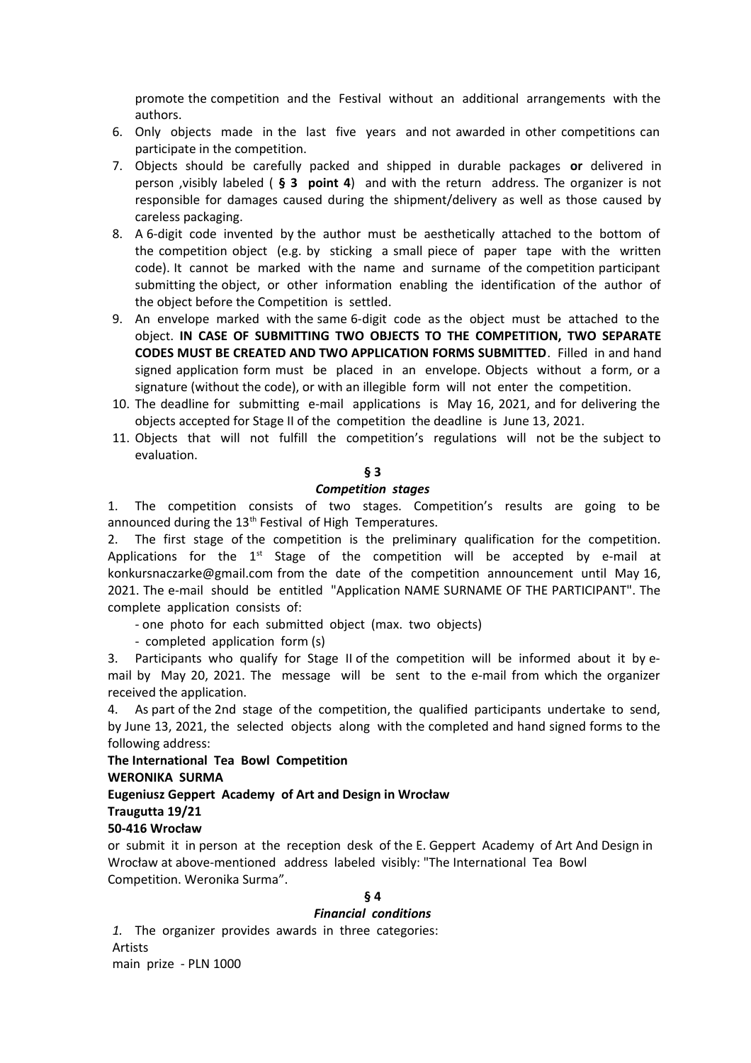promote the competition and the Festival without an additional arrangements with the authors.

6. Only objects made in the last five years and not awarded in other competitions can participate in the competition.
7. Objects should be carefully packed and shipped in durable packages **or** delivered in person ,visibly labeled ( **§ 3 point 4**) and with the return address. The organizer is not responsible for damages caused during the shipment/delivery as well as those caused by careless packaging.
8. A 6-digit code invented by the author must be aesthetically attached to the bottom of the competition object (e.g. by sticking a small piece of paper tape with the written code). It cannot be marked with the name and surname of the competition participant submitting the object, or other information enabling the identification of the author of the object before the Competition is settled.
9. An envelope marked with the same 6-digit code as the object must be attached to the object. **IN CASE OF SUBMITTING TWO OBJECTS TO THE COMPETITION, TWO SEPARATE CODES MUST BE CREATED AND TWO APPLICATION FORMS SUBMITTED**. Filled in and hand signed application form must be placed in an envelope. Objects without a form, or a signature (without the code), or with an illegible form will not enter the competition.
10. The deadline for submitting e-mail applications is May 16, 2021, and for delivering the objects accepted for Stage II of the competition the deadline is June 13, 2021.
11. Objects that will not fulfill the competition's regulations will not be the subject to evaluation.

## § 3

### *Competition stages*

1. The competition consists of two stages. Competition's results are going to be announced during the 13th Festival of High Temperatures.

2. The first stage of the competition is the preliminary qualification for the competition. Applications for the 1st Stage of the competition will be accepted by e-mail at konkursnaczarke@gmail.com from the date of the competition announcement until May 16, 2021. The e-mail should be entitled "Application NAME SURNAME OF THE PARTICIPANT". The complete application consists of:

- one photo for each submitted object (max. two objects)
- completed application form (s)

3. Participants who qualify for Stage II of the competition will be informed about it by e-mail by May 20, 2021. The message will be sent to the e-mail from which the organizer received the application.

4. As part of the 2nd stage of the competition, the qualified participants undertake to send, by June 13, 2021, the selected objects along with the completed and hand signed forms to the following address:

**The International Tea Bowl Competition**
**WERONIKA SURMA**
**Eugeniusz Geppert Academy of Art and Design in Wrocław**
**Traugutta 19/21**
**50-416 Wrocław**

or submit it in person at the reception desk of the E. Geppert Academy of Art And Design in Wrocław at above-mentioned address labeled visibly: "The International Tea Bowl Competition. Weronika Surma".

## § 4

### *Financial conditions*

1. The organizer provides awards in three categories:

Artists
main prize - PLN 1000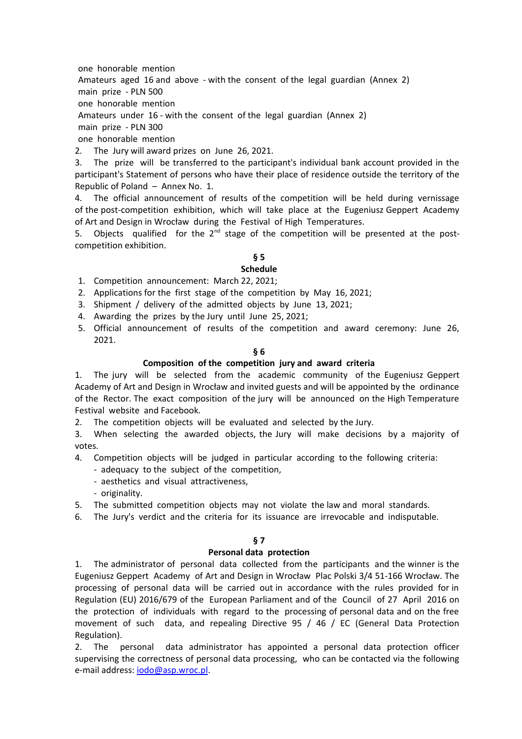one honorable mention

Amateurs aged 16 and above - with the consent of the legal guardian (Annex 2)

main prize - PLN 500

one honorable mention

Amateurs under 16 - with the consent of the legal guardian (Annex 2)

main prize - PLN 300

one honorable mention

2. The Jury will award prizes on June 26, 2021.
3. The prize will be transferred to the participant's individual bank account provided in the participant's Statement of persons who have their place of residence outside the territory of the Republic of Poland – Annex No. 1.
4. The official announcement of results of the competition will be held during vernissage of the post-competition exhibition, which will take place at the Eugeniusz Geppert Academy of Art and Design in Wrocław during the Festival of High Temperatures.
5. Objects qualified for the 2nd stage of the competition will be presented at the post-competition exhibition.

**§ 5**

**Schedule**

1. Competition announcement: March 22, 2021;
2. Applications for the first stage of the competition by May 16, 2021;
3. Shipment / delivery of the admitted objects by June 13, 2021;
4. Awarding the prizes by the Jury until June 25, 2021;
5. Official announcement of results of the competition and award ceremony: June 26, 2021.

**§ 6**

**Composition of the competition jury and award criteria**

1. The jury will be selected from the academic community of the Eugeniusz Geppert Academy of Art and Design in Wrocław and invited guests and will be appointed by the ordinance of the Rector. The exact composition of the jury will be announced on the High Temperature Festival website and Facebook.
2. The competition objects will be evaluated and selected by the Jury.
3. When selecting the awarded objects, the Jury will make decisions by a majority of votes.
4. Competition objects will be judged in particular according to the following criteria:
   - adequacy to the subject of the competition,
   - aesthetics and visual attractiveness,
   - originality.
5. The submitted competition objects may not violate the law and moral standards.
6. The Jury's verdict and the criteria for its issuance are irrevocable and indisputable.

**§ 7**

**Personal data protection**

1. The administrator of personal data collected from the participants and the winner is the Eugeniusz Geppert Academy of Art and Design in Wrocław Plac Polski 3/4 51-166 Wrocław. The processing of personal data will be carried out in accordance with the rules provided for in Regulation (EU) 2016/679 of the European Parliament and of the Council of 27 April 2016 on the protection of individuals with regard to the processing of personal data and on the free movement of such data, and repealing Directive 95 / 46 / EC (General Data Protection Regulation).
2. The personal data administrator has appointed a personal data protection officer supervising the correctness of personal data processing, who can be contacted via the following e-mail address: iodo@asp.wroc.pl.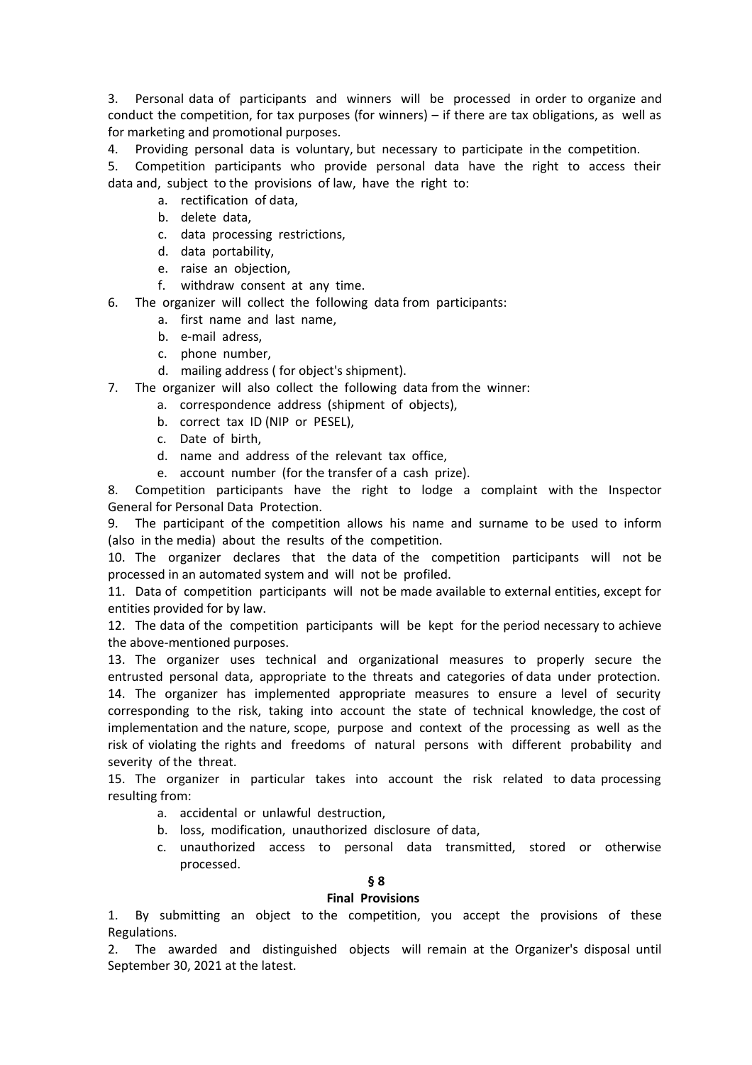3. Personal data of participants and winners will be processed in order to organize and conduct the competition, for tax purposes (for winners) – if there are tax obligations, as well as for marketing and promotional purposes.

4. Providing personal data is voluntary, but necessary to participate in the competition.

5. Competition participants who provide personal data have the right to access their data and, subject to the provisions of law, have the right to:

   a. rectification of data,
   b. delete data,
   c. data processing restrictions,
   d. data portability,
   e. raise an objection,
   f. withdraw consent at any time.

6. The organizer will collect the following data from participants:

   a. first name and last name,
   b. e-mail adress,
   c. phone number,
   d. mailing address ( for object's shipment).

7. The organizer will also collect the following data from the winner:

   a. correspondence address (shipment of objects),
   b. correct tax ID (NIP or PESEL),
   c. Date of birth,
   d. name and address of the relevant tax office,
   e. account number (for the transfer of a cash prize).

8. Competition participants have the right to lodge a complaint with the Inspector General for Personal Data Protection.

9. The participant of the competition allows his name and surname to be used to inform (also in the media) about the results of the competition.

10. The organizer declares that the data of the competition participants will not be processed in an automated system and will not be profiled.

11. Data of competition participants will not be made available to external entities, except for entities provided for by law.

12. The data of the competition participants will be kept for the period necessary to achieve the above-mentioned purposes.

13. The organizer uses technical and organizational measures to properly secure the entrusted personal data, appropriate to the threats and categories of data under protection.

14. The organizer has implemented appropriate measures to ensure a level of security corresponding to the risk, taking into account the state of technical knowledge, the cost of implementation and the nature, scope, purpose and context of the processing as well as the risk of violating the rights and freedoms of natural persons with different probability and severity of the threat.

15. The organizer in particular takes into account the risk related to data processing resulting from:

   a. accidental or unlawful destruction,
   b. loss, modification, unauthorized disclosure of data,
   c. unauthorized access to personal data transmitted, stored or otherwise processed.

## § 8
## Final Provisions

1. By submitting an object to the competition, you accept the provisions of these Regulations.

2. The awarded and distinguished objects will remain at the Organizer's disposal until September 30, 2021 at the latest.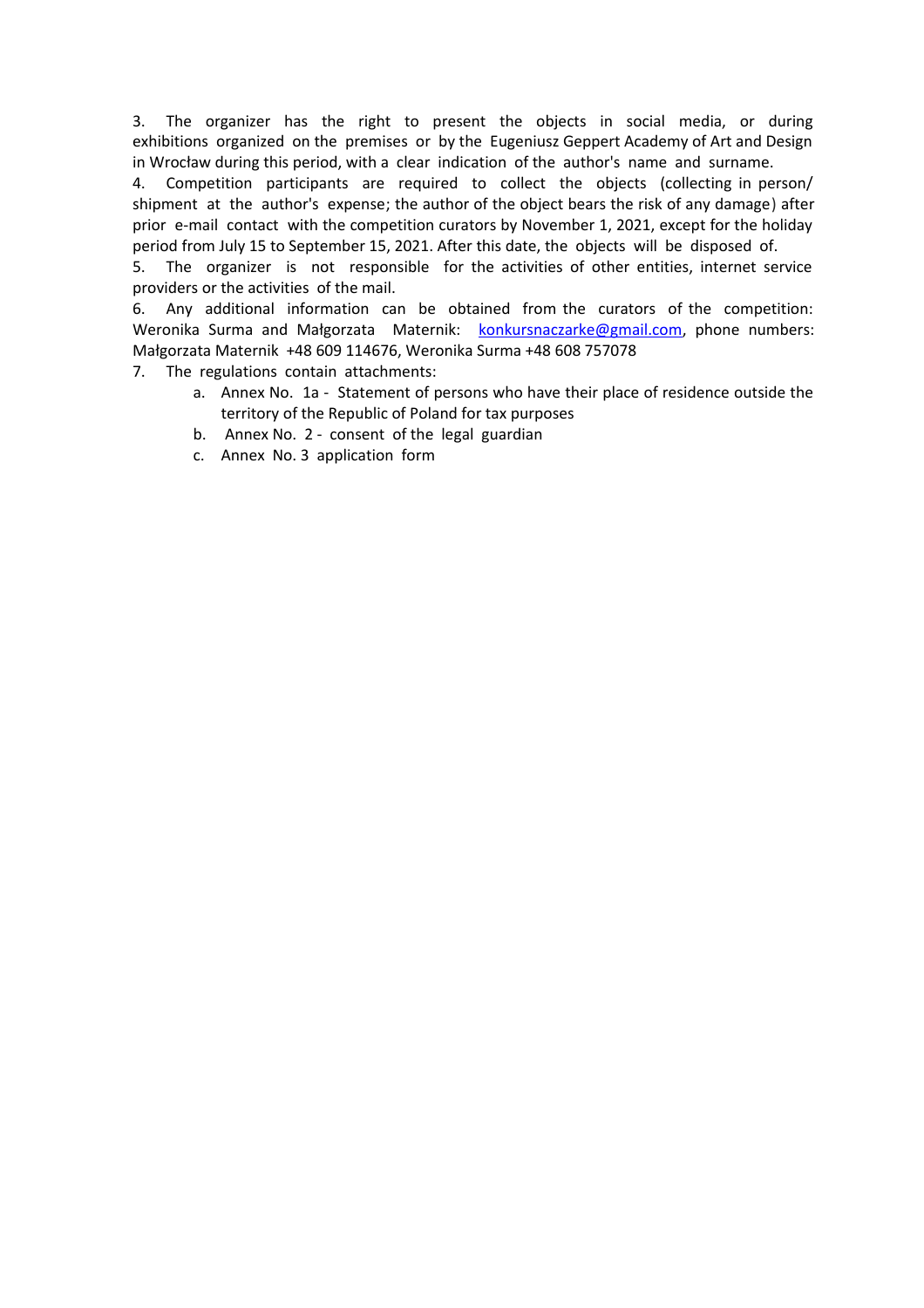3. The organizer has the right to present the objects in social media, or during exhibitions organized on the premises or by the Eugeniusz Geppert Academy of Art and Design in Wrocław during this period, with a clear indication of the author's name and surname.

4. Competition participants are required to collect the objects (collecting in person/ shipment at the author's expense; the author of the object bears the risk of any damage) after prior e-mail contact with the competition curators by November 1, 2021, except for the holiday period from July 15 to September 15, 2021. After this date, the objects will be disposed of.

5. The organizer is not responsible for the activities of other entities, internet service providers or the activities of the mail.

6. Any additional information can be obtained from the curators of the competition: Weronika Surma and Małgorzata Maternik: konkursnaczarke@gmail.com, phone numbers: Małgorzata Maternik +48 609 114676, Weronika Surma +48 608 757078

7. The regulations contain attachments:
    a. Annex No. 1a - Statement of persons who have their place of residence outside the territory of the Republic of Poland for tax purposes
    b. Annex No. 2 - consent of the legal guardian
    c. Annex No. 3 application form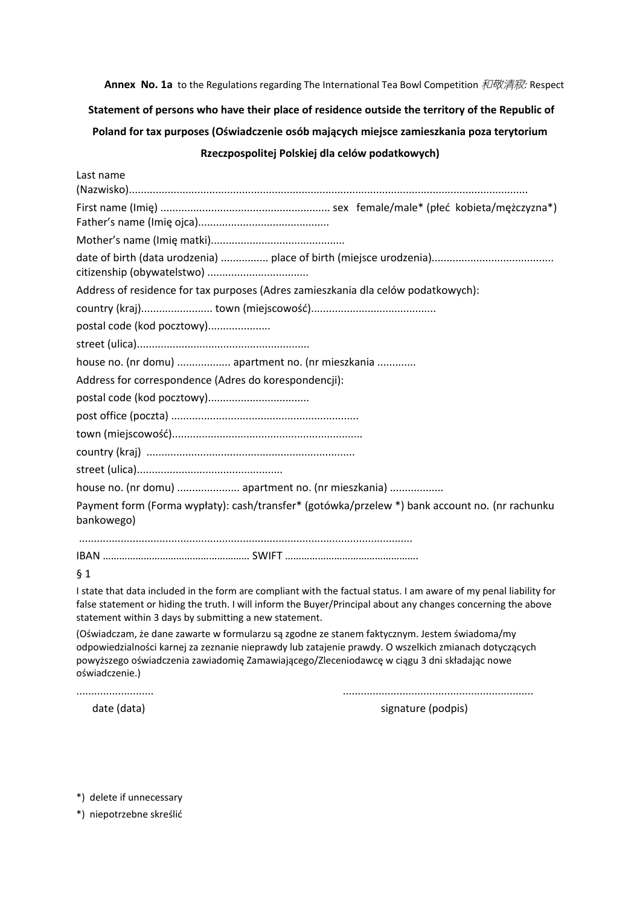**Annex No. 1a** to the Regulations regarding The International Tea Bowl Competition *和敬清寂:* Respect

**Statement of persons who have their place of residence outside the territory of the Republic of Poland for tax purposes (Oświadczenie osób mających miejsce zamieszkania poza terytorium Rzeczpospolitej Polskiej dla celów podatkowych)**

Last name (Nazwisko)..................................................................................................................................

First name (Imię) ........................................................ sex female/male* (płeć kobieta/mężczyzna*)
Father's name (Imię ojca)...........................................

Mother's name (Imię matki)............................................

date of birth (data urodzenia) ................ place of birth (miejsce urodzenia)........................................
citizenship (obywatelstwo) .................................

Address of residence for tax purposes (Adres zamieszkania dla celów podatkowych):

country (kraj)........................ town (miejscowość).........................................

postal code (kod pocztowy)....................

street (ulica).........................................................

house no. (nr domu) .................. apartment no. (nr mieszkania .............

Address for correspondence (Adres do korespondencji):

postal code (kod pocztowy).................................

post office (poczta) ..............................................................

town (miejscowość)...............................................................

country (kraj) .....................................................................

street (ulica)................................................

house no. (nr domu) .................... apartment no. (nr mieszkania) ..................

Payment form (Forma wypłaty): cash/transfer* (gotówka/przelew *) bank account no. (nr rachunku bankowego)

..............................................................................................................

IBAN ...................................................... SWIFT ..................................................

§ 1

I state that data included in the form are compliant with the factual status. I am aware of my penal liability for false statement or hiding the truth. I will inform the Buyer/Principal about any changes concerning the above statement within 3 days by submitting a new statement.

(Oświadczam, że dane zawarte w formularzu są zgodne ze stanem faktycznym. Jestem świadoma/my odpowiedzialności karnej za zeznanie nieprawdy lub zatajenie prawdy. O wszelkich zmianach dotyczących powyższego oświadczenia zawiadomię Zamawiającego/Zleceniodawcę w ciągu 3 dni składając nowe oświadczenie.)

.........................  ...............................................................

date (data)  signature (podpis)

*) delete if unnecessary

*) niepotrzebne skreślić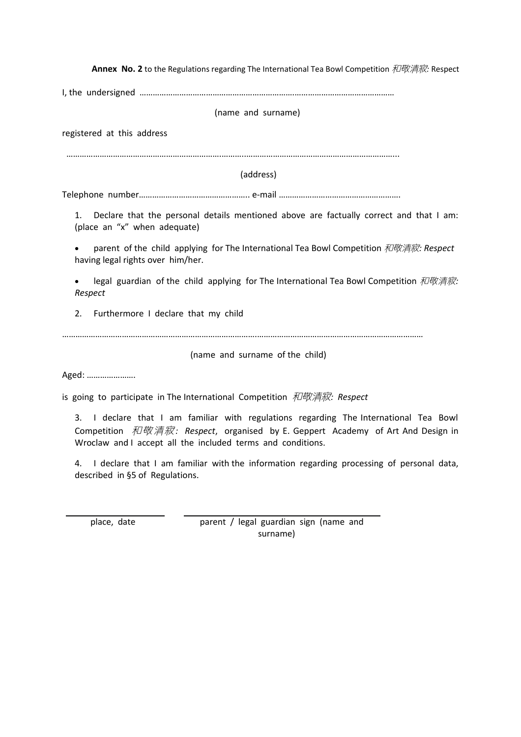**Annex No. 2** to the Regulations regarding The International Tea Bowl Competition *和敬清寂:* Respect

I, the undersigned …………………………………………………………………………………………………

(name and surname)

registered at this address

…………………………………………………………………………………………………………………………………..

(address)

Telephone number………………………………………….. e-mail ……………………………………………….

1. Declare that the personal details mentioned above are factually correct and that I am: (place an "x" when adequate)

- parent of the child applying for The International Tea Bowl Competition *和敬清寂: Respect* having legal rights over him/her.
- legal guardian of the child applying for The International Tea Bowl Competition *和敬清寂: Respect*

2. Furthermore I declare that my child

……………………………………………………………………………………………………………………………………………

(name and surname of the child)

Aged: ………………….

is going to participate in The International Competition *和敬清寂: Respect*

3. I declare that I am familiar with regulations regarding The International Tea Bowl Competition *和敬清寂: Respect*, organised by E. Geppert Academy of Art And Design in Wroclaw and I accept all the included terms and conditions.

4. I declare that I am familiar with the information regarding processing of personal data, described in §5 of Regulations.

| place, date | parent / legal guardian sign (name and surname) |
|---|---|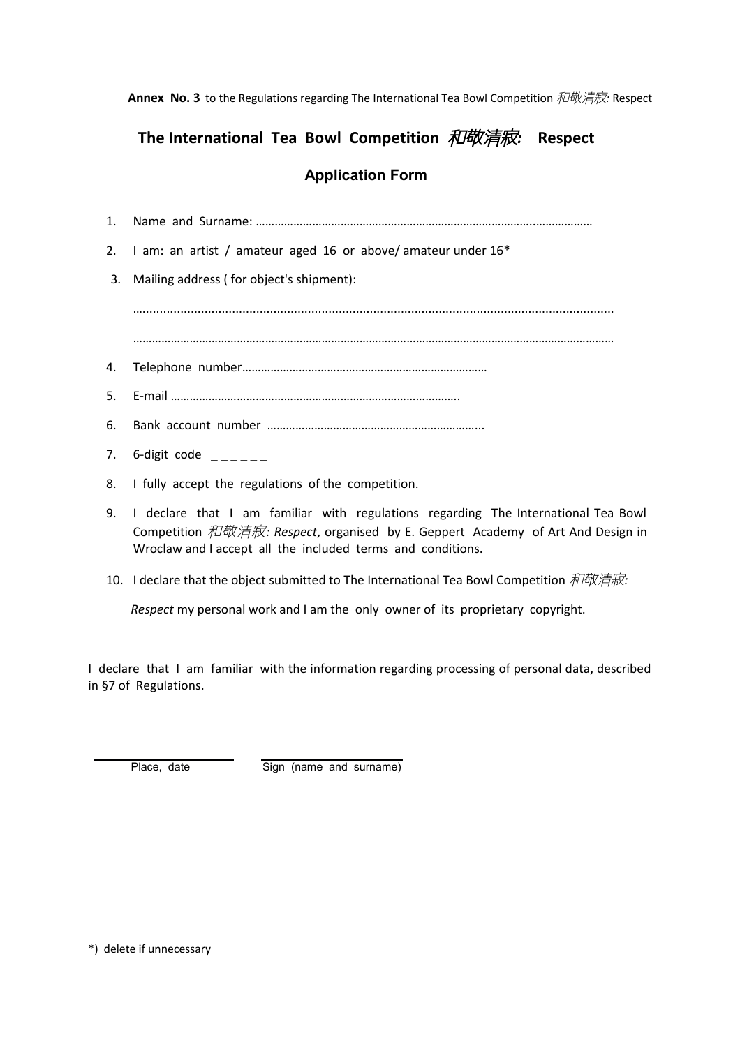**Annex No. 3** to the Regulations regarding The International Tea Bowl Competition *和敬清寂:* Respect

# The International Tea Bowl Competition *和敬清寂:* Respect

## Application Form

1. Name and Surname: ………………………………………………………………………………………………
2. I am: an artist / amateur aged 16 or above/ amateur under 16*
3. Mailing address ( for object's shipment):

   …………………………………………………………………………………………………………………………

   …………………………………………………………………………………………………………………………
4. Telephone number……………………………………………………………………
5. E-mail ………………………………………………………………………………..
6. Bank account number …………………………………………………………..
7. 6-digit code _ _ _ _ _ _
8. I fully accept the regulations of the competition.
9. I declare that I am familiar with regulations regarding The International Tea Bowl Competition *和敬清寂: Respect*, organised by E. Geppert Academy of Art And Design in Wroclaw and I accept all the included terms and conditions.
10. I declare that the object submitted to The International Tea Bowl Competition *和敬清寂: Respect* my personal work and I am the only owner of its proprietary copyright.

I declare that I am familiar with the information regarding processing of personal data, described in §7 of Regulations.

Place, date

Sign (name and surname)

*) delete if unnecessary